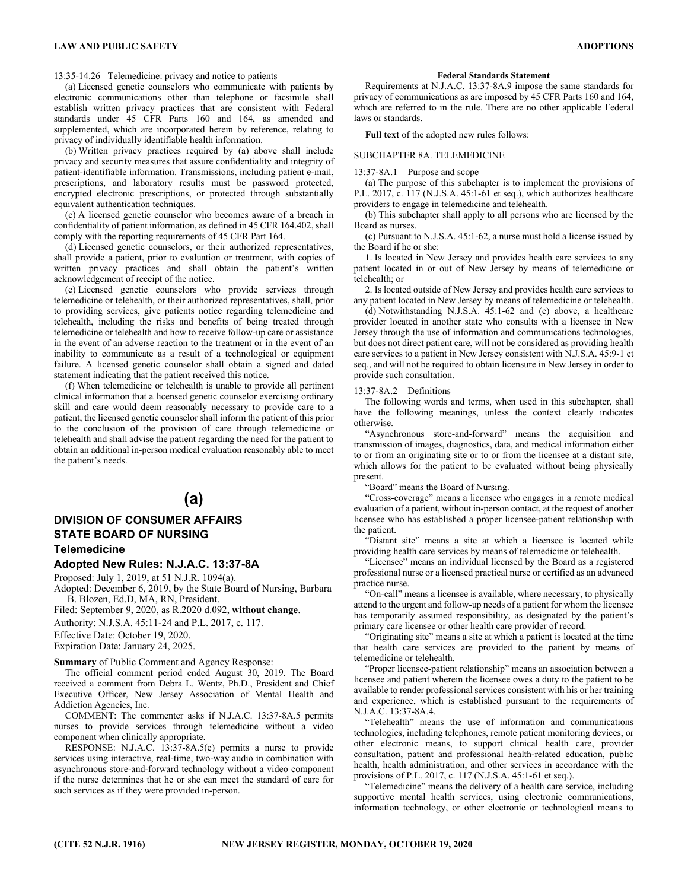13:35-14.26 Telemedicine: privacy and notice to patients

(a) Licensed genetic counselors who communicate with patients by electronic communications other than telephone or facsimile shall establish written privacy practices that are consistent with Federal standards under 45 CFR Parts 160 and 164, as amended and supplemented, which are incorporated herein by reference, relating to privacy of individually identifiable health information.

(b) Written privacy practices required by (a) above shall include privacy and security measures that assure confidentiality and integrity of patient-identifiable information. Transmissions, including patient e-mail, prescriptions, and laboratory results must be password protected, encrypted electronic prescriptions, or protected through substantially equivalent authentication techniques.

(c) A licensed genetic counselor who becomes aware of a breach in confidentiality of patient information, as defined in 45 CFR 164.402, shall comply with the reporting requirements of 45 CFR Part 164.

(d) Licensed genetic counselors, or their authorized representatives, shall provide a patient, prior to evaluation or treatment, with copies of written privacy practices and shall obtain the patient's written acknowledgement of receipt of the notice.

(e) Licensed genetic counselors who provide services through telemedicine or telehealth, or their authorized representatives, shall, prior to providing services, give patients notice regarding telemedicine and telehealth, including the risks and benefits of being treated through telemedicine or telehealth and how to receive follow-up care or assistance in the event of an adverse reaction to the treatment or in the event of an inability to communicate as a result of a technological or equipment failure. A licensed genetic counselor shall obtain a signed and dated statement indicating that the patient received this notice.

(f) When telemedicine or telehealth is unable to provide all pertinent clinical information that a licensed genetic counselor exercising ordinary skill and care would deem reasonably necessary to provide care to a patient, the licensed genetic counselor shall inform the patient of this prior to the conclusion of the provision of care through telemedicine or telehealth and shall advise the patient regarding the need for the patient to obtain an additional in-person medical evaluation reasonably able to meet the patient's needs.

---

# (a)

## DIVISION OF CONSUMER AFFAIRS
## STATE BOARD OF NURSING

### Telemedicine

### Adopted New Rules: N.J.A.C. 13:37-8A

Proposed: July 1, 2019, at 51 N.J.R. 1094(a).

Adopted: December 6, 2019, by the State Board of Nursing, Barbara B. Blozen, Ed.D, MA, RN, President.

Filed: September 9, 2020, as R.2020 d.092, **without change**.

Authority: N.J.S.A. 45:11-24 and P.L. 2017, c. 117.

Effective Date: October 19, 2020.

Expiration Date: January 24, 2025.

**Summary** of Public Comment and Agency Response:

The official comment period ended August 30, 2019. The Board received a comment from Debra L. Wentz, Ph.D., President and Chief Executive Officer, New Jersey Association of Mental Health and Addiction Agencies, Inc.

COMMENT: The commenter asks if N.J.A.C. 13:37-8A.5 permits nurses to provide services through telemedicine without a video component when clinically appropriate.

RESPONSE: N.J.A.C. 13:37-8A.5(e) permits a nurse to provide services using interactive, real-time, two-way audio in combination with asynchronous store-and-forward technology without a video component if the nurse determines that he or she can meet the standard of care for such services as if they were provided in-person.

**Federal Standards Statement**

Requirements at N.J.A.C. 13:37-8A.9 impose the same standards for privacy of communications as are imposed by 45 CFR Parts 160 and 164, which are referred to in the rule. There are no other applicable Federal laws or standards.

**Full text** of the adopted new rules follows:

SUBCHAPTER 8A. TELEMEDICINE

13:37-8A.1 Purpose and scope

(a) The purpose of this subchapter is to implement the provisions of P.L. 2017, c. 117 (N.J.S.A. 45:1-61 et seq.), which authorizes healthcare providers to engage in telemedicine and telehealth.

(b) This subchapter shall apply to all persons who are licensed by the Board as nurses.

(c) Pursuant to N.J.S.A. 45:1-62, a nurse must hold a license issued by the Board if he or she:

1. Is located in New Jersey and provides health care services to any patient located in or out of New Jersey by means of telemedicine or telehealth; or

2. Is located outside of New Jersey and provides health care services to any patient located in New Jersey by means of telemedicine or telehealth.

(d) Notwithstanding N.J.S.A. 45:1-62 and (c) above, a healthcare provider located in another state who consults with a licensee in New Jersey through the use of information and communications technologies, but does not direct patient care, will not be considered as providing health care services to a patient in New Jersey consistent with N.J.S.A. 45:9-1 et seq., and will not be required to obtain licensure in New Jersey in order to provide such consultation.

13:37-8A.2 Definitions

The following words and terms, when used in this subchapter, shall have the following meanings, unless the context clearly indicates otherwise.

"Asynchronous store-and-forward" means the acquisition and transmission of images, diagnostics, data, and medical information either to or from an originating site or to or from the licensee at a distant site, which allows for the patient to be evaluated without being physically present.

"Board" means the Board of Nursing.

"Cross-coverage" means a licensee who engages in a remote medical evaluation of a patient, without in-person contact, at the request of another licensee who has established a proper licensee-patient relationship with the patient.

"Distant site" means a site at which a licensee is located while providing health care services by means of telemedicine or telehealth.

"Licensee" means an individual licensed by the Board as a registered professional nurse or a licensed practical nurse or certified as an advanced practice nurse.

"On-call" means a licensee is available, where necessary, to physically attend to the urgent and follow-up needs of a patient for whom the licensee has temporarily assumed responsibility, as designated by the patient's primary care licensee or other health care provider of record.

"Originating site" means a site at which a patient is located at the time that health care services are provided to the patient by means of telemedicine or telehealth.

"Proper licensee-patient relationship" means an association between a licensee and patient wherein the licensee owes a duty to the patient to be available to render professional services consistent with his or her training and experience, which is established pursuant to the requirements of N.J.A.C. 13:37-8A.4.

"Telehealth" means the use of information and communications technologies, including telephones, remote patient monitoring devices, or other electronic means, to support clinical health care, provider consultation, patient and professional health-related education, public health, health administration, and other services in accordance with the provisions of P.L. 2017, c. 117 (N.J.S.A. 45:1-61 et seq.).

"Telemedicine" means the delivery of a health care service, including supportive mental health services, using electronic communications, information technology, or other electronic or technological means to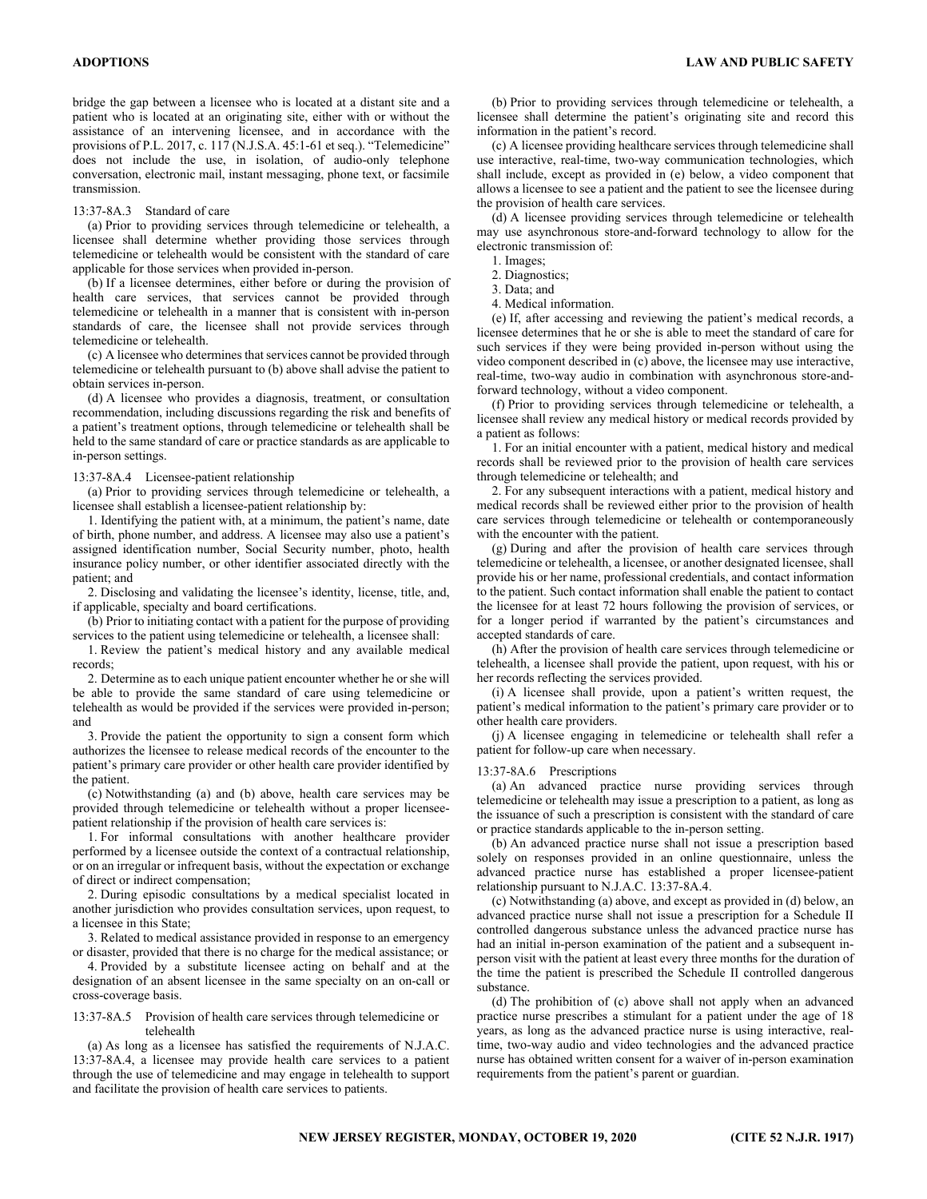bridge the gap between a licensee who is located at a distant site and a patient who is located at an originating site, either with or without the assistance of an intervening licensee, and in accordance with the provisions of P.L. 2017, c. 117 (N.J.S.A. 45:1-61 et seq.). "Telemedicine" does not include the use, in isolation, of audio-only telephone conversation, electronic mail, instant messaging, phone text, or facsimile transmission.

13:37-8A.3 Standard of care

(a) Prior to providing services through telemedicine or telehealth, a licensee shall determine whether providing those services through telemedicine or telehealth would be consistent with the standard of care applicable for those services when provided in-person.

(b) If a licensee determines, either before or during the provision of health care services, that services cannot be provided through telemedicine or telehealth in a manner that is consistent with in-person standards of care, the licensee shall not provide services through telemedicine or telehealth.

(c) A licensee who determines that services cannot be provided through telemedicine or telehealth pursuant to (b) above shall advise the patient to obtain services in-person.

(d) A licensee who provides a diagnosis, treatment, or consultation recommendation, including discussions regarding the risk and benefits of a patient's treatment options, through telemedicine or telehealth shall be held to the same standard of care or practice standards as are applicable to in-person settings.

13:37-8A.4 Licensee-patient relationship

(a) Prior to providing services through telemedicine or telehealth, a licensee shall establish a licensee-patient relationship by:

1. Identifying the patient with, at a minimum, the patient's name, date of birth, phone number, and address. A licensee may also use a patient's assigned identification number, Social Security number, photo, health insurance policy number, or other identifier associated directly with the patient; and

2. Disclosing and validating the licensee's identity, license, title, and, if applicable, specialty and board certifications.

(b) Prior to initiating contact with a patient for the purpose of providing services to the patient using telemedicine or telehealth, a licensee shall:

1. Review the patient's medical history and any available medical records;

2. Determine as to each unique patient encounter whether he or she will be able to provide the same standard of care using telemedicine or telehealth as would be provided if the services were provided in-person; and

3. Provide the patient the opportunity to sign a consent form which authorizes the licensee to release medical records of the encounter to the patient's primary care provider or other health care provider identified by the patient.

(c) Notwithstanding (a) and (b) above, health care services may be provided through telemedicine or telehealth without a proper licensee-patient relationship if the provision of health care services is:

1. For informal consultations with another healthcare provider performed by a licensee outside the context of a contractual relationship, or on an irregular or infrequent basis, without the expectation or exchange of direct or indirect compensation;

2. During episodic consultations by a medical specialist located in another jurisdiction who provides consultation services, upon request, to a licensee in this State;

3. Related to medical assistance provided in response to an emergency or disaster, provided that there is no charge for the medical assistance; or

4. Provided by a substitute licensee acting on behalf and at the designation of an absent licensee in the same specialty on an on-call or cross-coverage basis.

13:37-8A.5 Provision of health care services through telemedicine or telehealth

(a) As long as a licensee has satisfied the requirements of N.J.A.C. 13:37-8A.4, a licensee may provide health care services to a patient through the use of telemedicine and may engage in telehealth to support and facilitate the provision of health care services to patients.

(b) Prior to providing services through telemedicine or telehealth, a licensee shall determine the patient's originating site and record this information in the patient's record.

(c) A licensee providing healthcare services through telemedicine shall use interactive, real-time, two-way communication technologies, which shall include, except as provided in (e) below, a video component that allows a licensee to see a patient and the patient to see the licensee during the provision of health care services.

(d) A licensee providing services through telemedicine or telehealth may use asynchronous store-and-forward technology to allow for the electronic transmission of:

1. Images;

2. Diagnostics;

3. Data; and

4. Medical information.

(e) If, after accessing and reviewing the patient's medical records, a licensee determines that he or she is able to meet the standard of care for such services if they were being provided in-person without using the video component described in (c) above, the licensee may use interactive, real-time, two-way audio in combination with asynchronous store-and-forward technology, without a video component.

(f) Prior to providing services through telemedicine or telehealth, a licensee shall review any medical history or medical records provided by a patient as follows:

1. For an initial encounter with a patient, medical history and medical records shall be reviewed prior to the provision of health care services through telemedicine or telehealth; and

2. For any subsequent interactions with a patient, medical history and medical records shall be reviewed either prior to the provision of health care services through telemedicine or telehealth or contemporaneously with the encounter with the patient.

(g) During and after the provision of health care services through telemedicine or telehealth, a licensee, or another designated licensee, shall provide his or her name, professional credentials, and contact information to the patient. Such contact information shall enable the patient to contact the licensee for at least 72 hours following the provision of services, or for a longer period if warranted by the patient's circumstances and accepted standards of care.

(h) After the provision of health care services through telemedicine or telehealth, a licensee shall provide the patient, upon request, with his or her records reflecting the services provided.

(i) A licensee shall provide, upon a patient's written request, the patient's medical information to the patient's primary care provider or to other health care providers.

(j) A licensee engaging in telemedicine or telehealth shall refer a patient for follow-up care when necessary.

13:37-8A.6 Prescriptions

(a) An advanced practice nurse providing services through telemedicine or telehealth may issue a prescription to a patient, as long as the issuance of such a prescription is consistent with the standard of care or practice standards applicable to the in-person setting.

(b) An advanced practice nurse shall not issue a prescription based solely on responses provided in an online questionnaire, unless the advanced practice nurse has established a proper licensee-patient relationship pursuant to N.J.A.C. 13:37-8A.4.

(c) Notwithstanding (a) above, and except as provided in (d) below, an advanced practice nurse shall not issue a prescription for a Schedule II controlled dangerous substance unless the advanced practice nurse has had an initial in-person examination of the patient and a subsequent in-person visit with the patient at least every three months for the duration of the time the patient is prescribed the Schedule II controlled dangerous substance.

(d) The prohibition of (c) above shall not apply when an advanced practice nurse prescribes a stimulant for a patient under the age of 18 years, as long as the advanced practice nurse is using interactive, real-time, two-way audio and video technologies and the advanced practice nurse has obtained written consent for a waiver of in-person examination requirements from the patient's parent or guardian.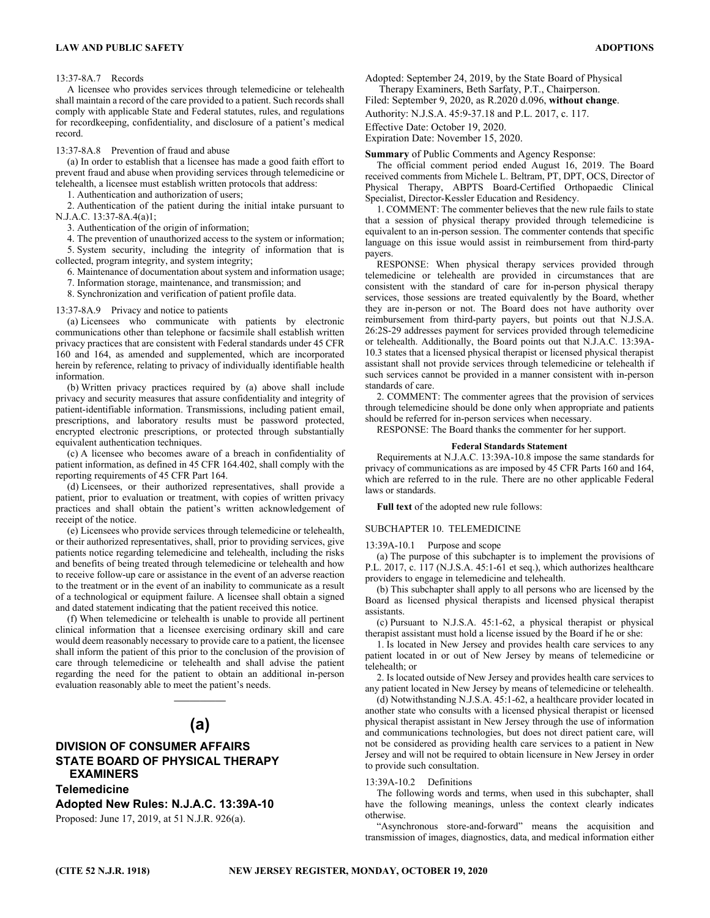13:37-8A.7 Records

A licensee who provides services through telemedicine or telehealth shall maintain a record of the care provided to a patient. Such records shall comply with applicable State and Federal statutes, rules, and regulations for recordkeeping, confidentiality, and disclosure of a patient's medical record.

13:37-8A.8 Prevention of fraud and abuse

(a) In order to establish that a licensee has made a good faith effort to prevent fraud and abuse when providing services through telemedicine or telehealth, a licensee must establish written protocols that address:

1. Authentication and authorization of users;

2. Authentication of the patient during the initial intake pursuant to N.J.A.C. 13:37-8A.4(a)1;

3. Authentication of the origin of information;

4. The prevention of unauthorized access to the system or information;

5. System security, including the integrity of information that is collected, program integrity, and system integrity;

6. Maintenance of documentation about system and information usage;

7. Information storage, maintenance, and transmission; and

8. Synchronization and verification of patient profile data.

13:37-8A.9 Privacy and notice to patients

(a) Licensees who communicate with patients by electronic communications other than telephone or facsimile shall establish written privacy practices that are consistent with Federal standards under 45 CFR 160 and 164, as amended and supplemented, which are incorporated herein by reference, relating to privacy of individually identifiable health information.

(b) Written privacy practices required by (a) above shall include privacy and security measures that assure confidentiality and integrity of patient-identifiable information. Transmissions, including patient email, prescriptions, and laboratory results must be password protected, encrypted electronic prescriptions, or protected through substantially equivalent authentication techniques.

(c) A licensee who becomes aware of a breach in confidentiality of patient information, as defined in 45 CFR 164.402, shall comply with the reporting requirements of 45 CFR Part 164.

(d) Licensees, or their authorized representatives, shall provide a patient, prior to evaluation or treatment, with copies of written privacy practices and shall obtain the patient's written acknowledgement of receipt of the notice.

(e) Licensees who provide services through telemedicine or telehealth, or their authorized representatives, shall, prior to providing services, give patients notice regarding telemedicine and telehealth, including the risks and benefits of being treated through telemedicine or telehealth and how to receive follow-up care or assistance in the event of an adverse reaction to the treatment or in the event of an inability to communicate as a result of a technological or equipment failure. A licensee shall obtain a signed and dated statement indicating that the patient received this notice.

(f) When telemedicine or telehealth is unable to provide all pertinent clinical information that a licensee exercising ordinary skill and care would deem reasonably necessary to provide care to a patient, the licensee shall inform the patient of this prior to the conclusion of the provision of care through telemedicine or telehealth and shall advise the patient regarding the need for the patient to obtain an additional in-person evaluation reasonably able to meet the patient's needs.

---

## (a)

## DIVISION OF CONSUMER AFFAIRS
## STATE BOARD OF PHYSICAL THERAPY EXAMINERS

### Telemedicine

### Adopted New Rules: N.J.A.C. 13:39A-10

Proposed: June 17, 2019, at 51 N.J.R. 926(a).

Adopted: September 24, 2019, by the State Board of Physical Therapy Examiners, Beth Sarfaty, P.T., Chairperson.

Filed: September 9, 2020, as R.2020 d.096, **without change**.

Authority: N.J.S.A. 45:9-37.18 and P.L. 2017, c. 117.

Effective Date: October 19, 2020.

Expiration Date: November 15, 2020.

**Summary** of Public Comments and Agency Response:

The official comment period ended August 16, 2019. The Board received comments from Michele L. Beltram, PT, DPT, OCS, Director of Physical Therapy, ABPTS Board-Certified Orthopaedic Clinical Specialist, Director-Kessler Education and Residency.

1. COMMENT: The commenter believes that the new rule fails to state that a session of physical therapy provided through telemedicine is equivalent to an in-person session. The commenter contends that specific language on this issue would assist in reimbursement from third-party payers.

RESPONSE: When physical therapy services provided through telemedicine or telehealth are provided in circumstances that are consistent with the standard of care for in-person physical therapy services, those sessions are treated equivalently by the Board, whether they are in-person or not. The Board does not have authority over reimbursement from third-party payers, but points out that N.J.S.A. 26:2S-29 addresses payment for services provided through telemedicine or telehealth. Additionally, the Board points out that N.J.A.C. 13:39A-10.3 states that a licensed physical therapist or licensed physical therapist assistant shall not provide services through telemedicine or telehealth if such services cannot be provided in a manner consistent with in-person standards of care.

2. COMMENT: The commenter agrees that the provision of services through telemedicine should be done only when appropriate and patients should be referred for in-person services when necessary.

RESPONSE: The Board thanks the commenter for her support.

**Federal Standards Statement**

Requirements at N.J.A.C. 13:39A-10.8 impose the same standards for privacy of communications as are imposed by 45 CFR Parts 160 and 164, which are referred to in the rule. There are no other applicable Federal laws or standards.

**Full text** of the adopted new rule follows:

SUBCHAPTER 10. TELEMEDICINE

13:39A-10.1 Purpose and scope

(a) The purpose of this subchapter is to implement the provisions of P.L. 2017, c. 117 (N.J.S.A. 45:1-61 et seq.), which authorizes healthcare providers to engage in telemedicine and telehealth.

(b) This subchapter shall apply to all persons who are licensed by the Board as licensed physical therapists and licensed physical therapist assistants.

(c) Pursuant to N.J.S.A. 45:1-62, a physical therapist or physical therapist assistant must hold a license issued by the Board if he or she:

1. Is located in New Jersey and provides health care services to any patient located in or out of New Jersey by means of telemedicine or telehealth; or

2. Is located outside of New Jersey and provides health care services to any patient located in New Jersey by means of telemedicine or telehealth.

(d) Notwithstanding N.J.S.A. 45:1-62, a healthcare provider located in another state who consults with a licensed physical therapist or licensed physical therapist assistant in New Jersey through the use of information and communications technologies, but does not direct patient care, will not be considered as providing health care services to a patient in New Jersey and will not be required to obtain licensure in New Jersey in order to provide such consultation.

13:39A-10.2 Definitions

The following words and terms, when used in this subchapter, shall have the following meanings, unless the context clearly indicates otherwise.

"Asynchronous store-and-forward" means the acquisition and transmission of images, diagnostics, data, and medical information either